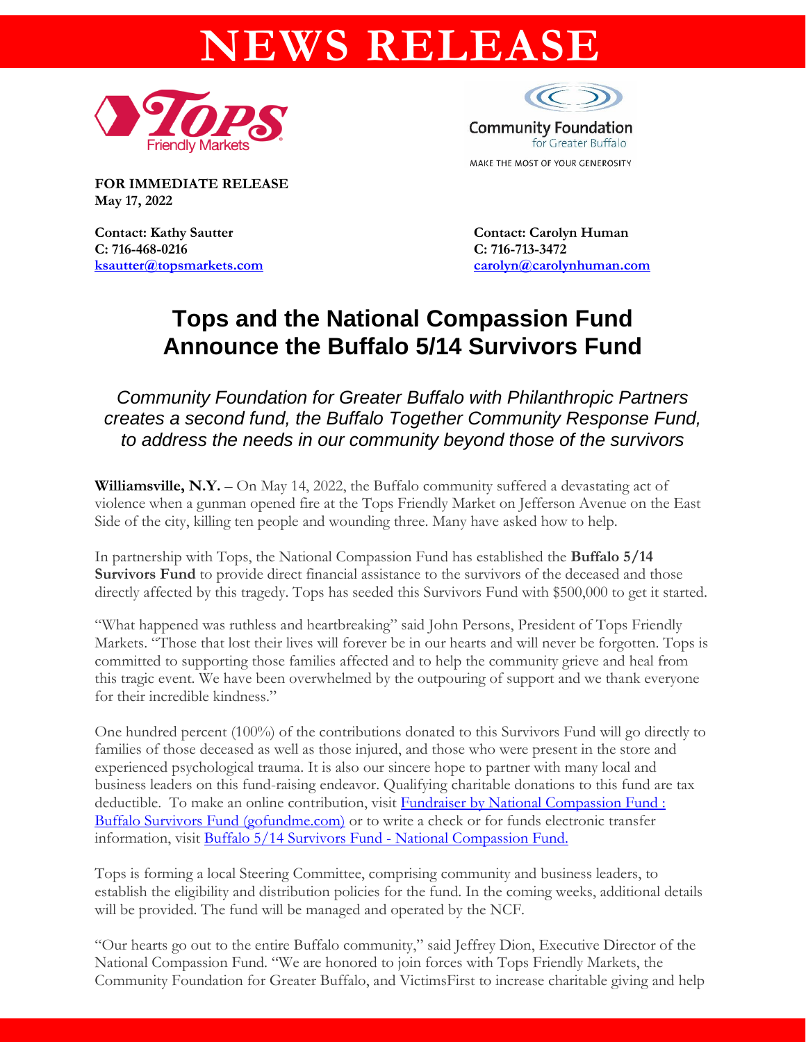# NEWS RELEASE

Tops Friendly Markets

Community Foundation for Greater Buffalo
MAKE THE MOST OF YOUR GENEROSITY

**FOR IMMEDIATE RELEASE**
**May 17, 2022**

**Contact: Kathy Sautter**
**C: 716-468-0216**
**ksautter@topsmarkets.com**

**Contact: Carolyn Human**
**C: 716-713-3472**
**carolyn@carolynhuman.com**

## Tops and the National Compassion Fund Announce the Buffalo 5/14 Survivors Fund

*Community Foundation for Greater Buffalo with Philanthropic Partners creates a second fund, the Buffalo Together Community Response Fund, to address the needs in our community beyond those of the survivors*

**Williamsville, N.Y.** – On May 14, 2022, the Buffalo community suffered a devastating act of violence when a gunman opened fire at the Tops Friendly Market on Jefferson Avenue on the East Side of the city, killing ten people and wounding three. Many have asked how to help.

In partnership with Tops, the National Compassion Fund has established the **Buffalo 5/14 Survivors Fund** to provide direct financial assistance to the survivors of the deceased and those directly affected by this tragedy. Tops has seeded this Survivors Fund with $500,000 to get it started.

"What happened was ruthless and heartbreaking" said John Persons, President of Tops Friendly Markets. "Those that lost their lives will forever be in our hearts and will never be forgotten. Tops is committed to supporting those families affected and to help the community grieve and heal from this tragic event. We have been overwhelmed by the outpouring of support and we thank everyone for their incredible kindness."

One hundred percent (100%) of the contributions donated to this Survivors Fund will go directly to families of those deceased as well as those injured, and those who were present in the store and experienced psychological trauma. It is also our sincere hope to partner with many local and business leaders on this fund-raising endeavor. Qualifying charitable donations to this fund are tax deductible. To make an online contribution, visit Fundraiser by National Compassion Fund : Buffalo Survivors Fund (gofundme.com) or to write a check or for funds electronic transfer information, visit Buffalo 5/14 Survivors Fund - National Compassion Fund.

Tops is forming a local Steering Committee, comprising community and business leaders, to establish the eligibility and distribution policies for the fund. In the coming weeks, additional details will be provided. The fund will be managed and operated by the NCF.

"Our hearts go out to the entire Buffalo community," said Jeffrey Dion, Executive Director of the National Compassion Fund. "We are honored to join forces with Tops Friendly Markets, the Community Foundation for Greater Buffalo, and VictimsFirst to increase charitable giving and help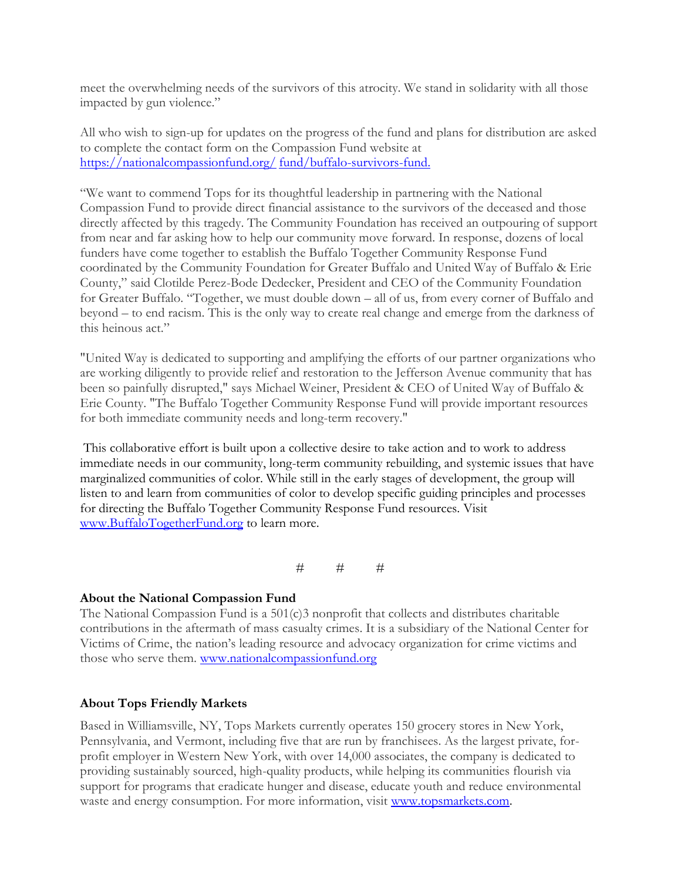meet the overwhelming needs of the survivors of this atrocity. We stand in solidarity with all those impacted by gun violence."

All who wish to sign-up for updates on the progress of the fund and plans for distribution are asked to complete the contact form on the Compassion Fund website at https://nationalcompassionfund.org/ fund/buffalo-survivors-fund.

"We want to commend Tops for its thoughtful leadership in partnering with the National Compassion Fund to provide direct financial assistance to the survivors of the deceased and those directly affected by this tragedy. The Community Foundation has received an outpouring of support from near and far asking how to help our community move forward. In response, dozens of local funders have come together to establish the Buffalo Together Community Response Fund coordinated by the Community Foundation for Greater Buffalo and United Way of Buffalo & Erie County," said Clotilde Perez-Bode Dedecker, President and CEO of the Community Foundation for Greater Buffalo. "Together, we must double down – all of us, from every corner of Buffalo and beyond – to end racism. This is the only way to create real change and emerge from the darkness of this heinous act."

"United Way is dedicated to supporting and amplifying the efforts of our partner organizations who are working diligently to provide relief and restoration to the Jefferson Avenue community that has been so painfully disrupted," says Michael Weiner, President & CEO of United Way of Buffalo & Erie County. "The Buffalo Together Community Response Fund will provide important resources for both immediate community needs and long-term recovery."

This collaborative effort is built upon a collective desire to take action and to work to address immediate needs in our community, long-term community rebuilding, and systemic issues that have marginalized communities of color. While still in the early stages of development, the group will listen to and learn from communities of color to develop specific guiding principles and processes for directing the Buffalo Together Community Response Fund resources. Visit www.BuffaloTogetherFund.org to learn more.

# # #

**About the National Compassion Fund**

The National Compassion Fund is a 501(c)3 nonprofit that collects and distributes charitable contributions in the aftermath of mass casualty crimes. It is a subsidiary of the National Center for Victims of Crime, the nation's leading resource and advocacy organization for crime victims and those who serve them. www.nationalcompassionfund.org

**About Tops Friendly Markets**

Based in Williamsville, NY, Tops Markets currently operates 150 grocery stores in New York, Pennsylvania, and Vermont, including five that are run by franchisees. As the largest private, for-profit employer in Western New York, with over 14,000 associates, the company is dedicated to providing sustainably sourced, high-quality products, while helping its communities flourish via support for programs that eradicate hunger and disease, educate youth and reduce environmental waste and energy consumption. For more information, visit www.topsmarkets.com.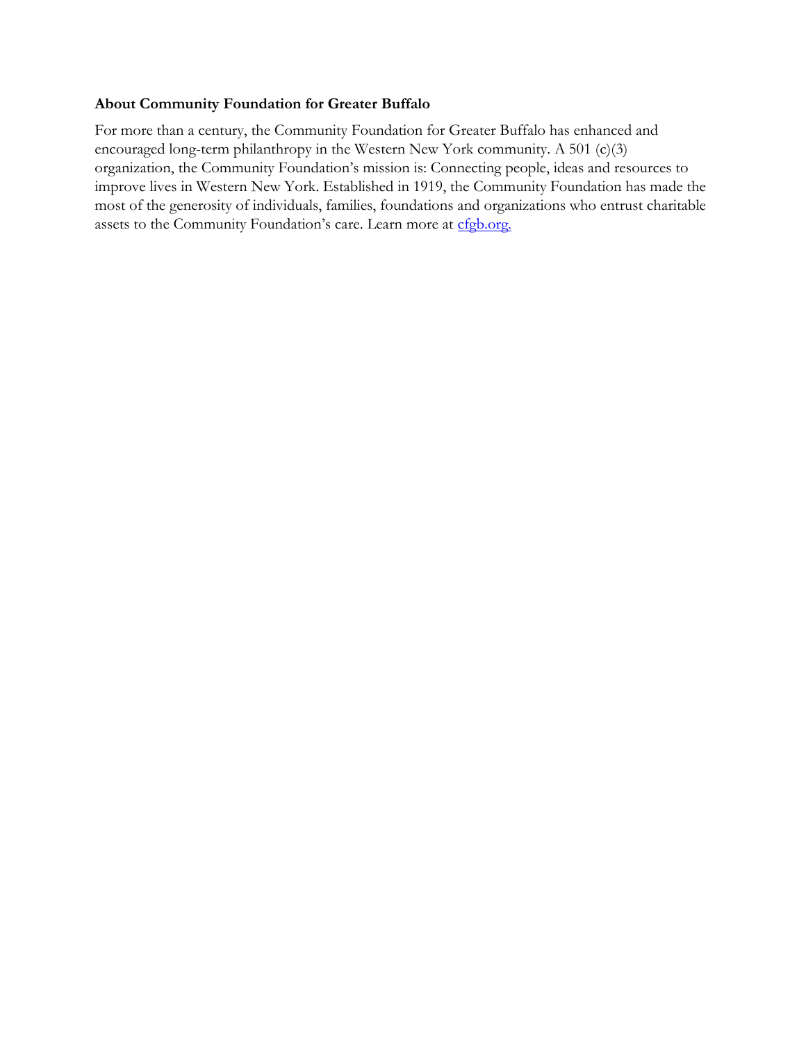**About Community Foundation for Greater Buffalo**

For more than a century, the Community Foundation for Greater Buffalo has enhanced and encouraged long-term philanthropy in the Western New York community. A 501 (c)(3) organization, the Community Foundation's mission is: Connecting people, ideas and resources to improve lives in Western New York. Established in 1919, the Community Foundation has made the most of the generosity of individuals, families, foundations and organizations who entrust charitable assets to the Community Foundation's care. Learn more at [cfgb.org.](cfgb.org)